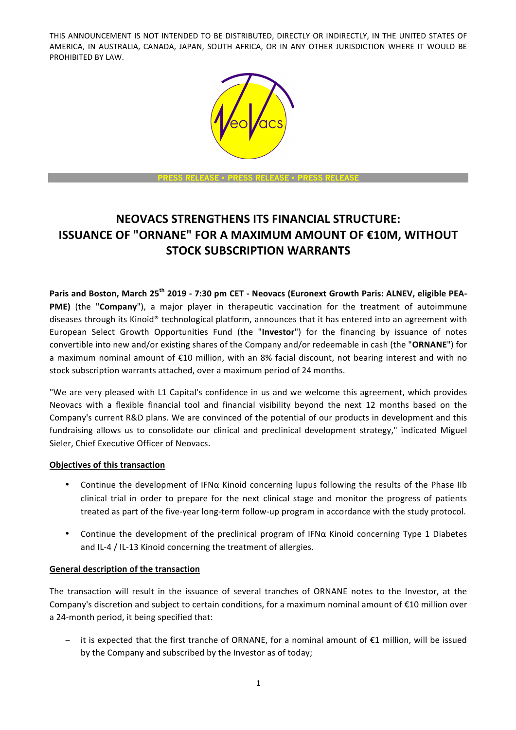THIS ANNOUNCEMENT IS NOT INTENDED TO BE DISTRIBUTED, DIRECTLY OR INDIRECTLY, IN THE UNITED STATES OF AMERICA, IN AUSTRALIA, CANADA, JAPAN, SOUTH AFRICA, OR IN ANY OTHER JURISDICTION WHERE IT WOULD BE PROHIBITED BY LAW.

PRESS RELEASE • PRESS RELEASE • PRESS RELEASE

# NEOVACS STRENGTHENS ITS FINANCIAL STRUCTURE: ISSUANCE OF "ORNANE" FOR A MAXIMUM AMOUNT OF €10M, WITHOUT STOCK SUBSCRIPTION WARRANTS

**Paris and Boston, March 25th 2019 - 7:30 pm CET - Neovacs (Euronext Growth Paris: ALNEV, eligible PEA-PME)** (the "**Company**"), a major player in therapeutic vaccination for the treatment of autoimmune diseases through its Kinoid® technological platform, announces that it has entered into an agreement with European Select Growth Opportunities Fund (the "**Investor**") for the financing by issuance of notes convertible into new and/or existing shares of the Company and/or redeemable in cash (the "**ORNANE**") for a maximum nominal amount of €10 million, with an 8% facial discount, not bearing interest and with no stock subscription warrants attached, over a maximum period of 24 months.

"We are very pleased with L1 Capital's confidence in us and we welcome this agreement, which provides Neovacs with a flexible financial tool and financial visibility beyond the next 12 months based on the Company's current R&D plans. We are convinced of the potential of our products in development and this fundraising allows us to consolidate our clinical and preclinical development strategy," indicated Miguel Sieler, Chief Executive Officer of Neovacs.

**Objectives of this transaction**

- Continue the development of IFNα Kinoid concerning lupus following the results of the Phase IIb clinical trial in order to prepare for the next clinical stage and monitor the progress of patients treated as part of the five-year long-term follow-up program in accordance with the study protocol.
- Continue the development of the preclinical program of IFNα Kinoid concerning Type 1 Diabetes and IL-4 / IL-13 Kinoid concerning the treatment of allergies.

**General description of the transaction**

The transaction will result in the issuance of several tranches of ORNANE notes to the Investor, at the Company's discretion and subject to certain conditions, for a maximum nominal amount of €10 million over a 24-month period, it being specified that:

- it is expected that the first tranche of ORNANE, for a nominal amount of €1 million, will be issued by the Company and subscribed by the Investor as of today;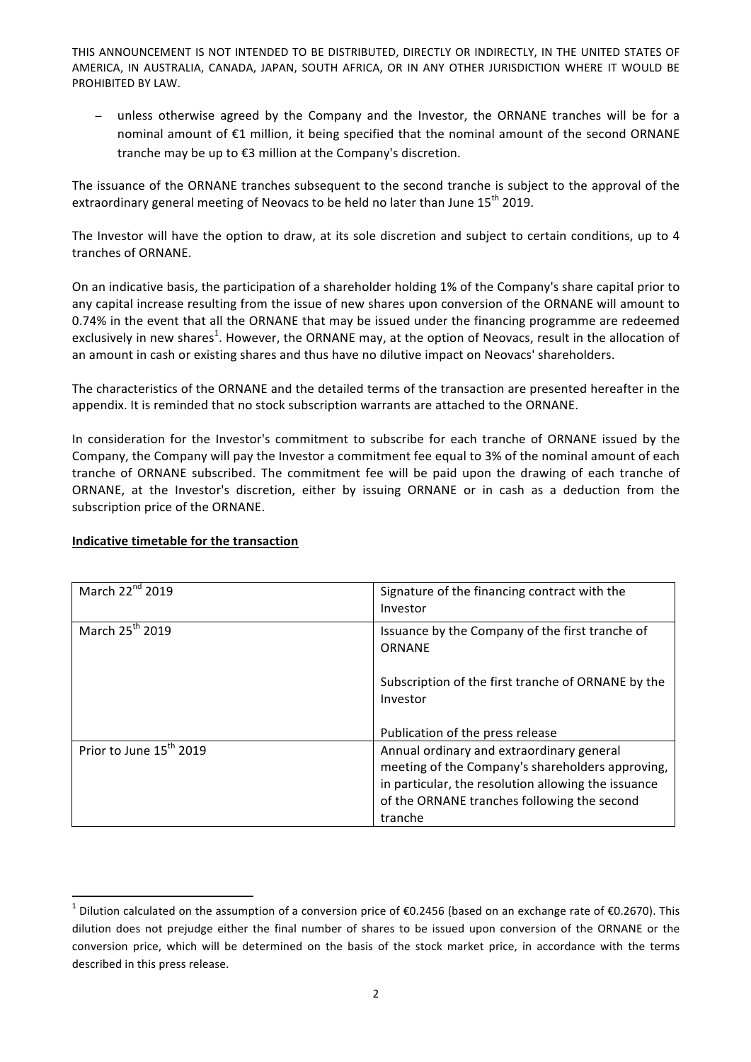THIS ANNOUNCEMENT IS NOT INTENDED TO BE DISTRIBUTED, DIRECTLY OR INDIRECTLY, IN THE UNITED STATES OF AMERICA, IN AUSTRALIA, CANADA, JAPAN, SOUTH AFRICA, OR IN ANY OTHER JURISDICTION WHERE IT WOULD BE PROHIBITED BY LAW.

- unless otherwise agreed by the Company and the Investor, the ORNANE tranches will be for a nominal amount of €1 million, it being specified that the nominal amount of the second ORNANE tranche may be up to €3 million at the Company's discretion.

The issuance of the ORNANE tranches subsequent to the second tranche is subject to the approval of the extraordinary general meeting of Neovacs to be held no later than June 15th 2019.

The Investor will have the option to draw, at its sole discretion and subject to certain conditions, up to 4 tranches of ORNANE.

On an indicative basis, the participation of a shareholder holding 1% of the Company's share capital prior to any capital increase resulting from the issue of new shares upon conversion of the ORNANE will amount to 0.74% in the event that all the ORNANE that may be issued under the financing programme are redeemed exclusively in new shares[1]. However, the ORNANE may, at the option of Neovacs, result in the allocation of an amount in cash or existing shares and thus have no dilutive impact on Neovacs' shareholders.

The characteristics of the ORNANE and the detailed terms of the transaction are presented hereafter in the appendix. It is reminded that no stock subscription warrants are attached to the ORNANE.

In consideration for the Investor's commitment to subscribe for each tranche of ORNANE issued by the Company, the Company will pay the Investor a commitment fee equal to 3% of the nominal amount of each tranche of ORNANE subscribed. The commitment fee will be paid upon the drawing of each tranche of ORNANE, at the Investor's discretion, either by issuing ORNANE or in cash as a deduction from the subscription price of the ORNANE.

**Indicative timetable for the transaction**

| | |
|---|---|
| March 22nd 2019 | Signature of the financing contract with the Investor |
| March 25th 2019 | Issuance by the Company of the first tranche of ORNANE<br><br>Subscription of the first tranche of ORNANE by the Investor<br><br>Publication of the press release |
| Prior to June 15th 2019 | Annual ordinary and extraordinary general meeting of the Company's shareholders approving, in particular, the resolution allowing the issuance of the ORNANE tranches following the second tranche |

[1] Dilution calculated on the assumption of a conversion price of €0.2456 (based on an exchange rate of €0.2670). This dilution does not prejudge either the final number of shares to be issued upon conversion of the ORNANE or the conversion price, which will be determined on the basis of the stock market price, in accordance with the terms described in this press release.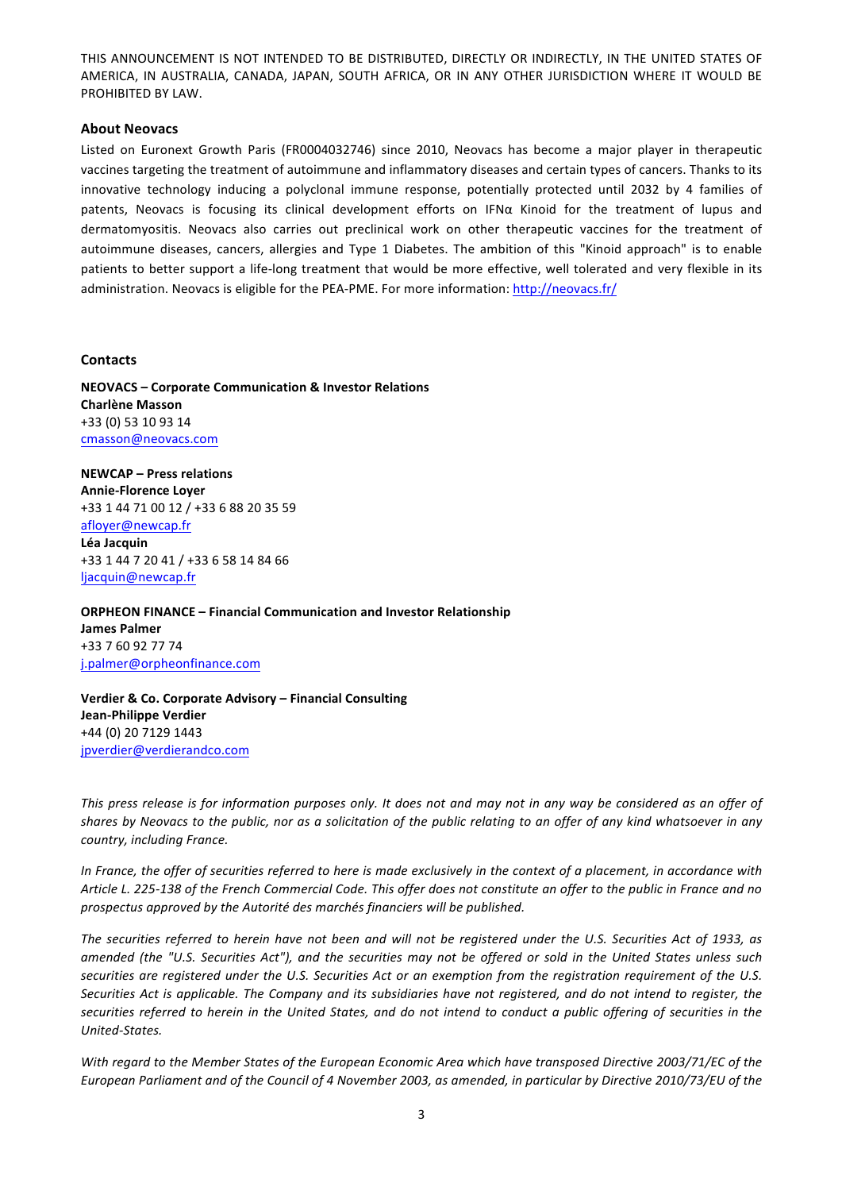THIS ANNOUNCEMENT IS NOT INTENDED TO BE DISTRIBUTED, DIRECTLY OR INDIRECTLY, IN THE UNITED STATES OF AMERICA, IN AUSTRALIA, CANADA, JAPAN, SOUTH AFRICA, OR IN ANY OTHER JURISDICTION WHERE IT WOULD BE PROHIBITED BY LAW.

### About Neovacs

Listed on Euronext Growth Paris (FR0004032746) since 2010, Neovacs has become a major player in therapeutic vaccines targeting the treatment of autoimmune and inflammatory diseases and certain types of cancers. Thanks to its innovative technology inducing a polyclonal immune response, potentially protected until 2032 by 4 families of patents, Neovacs is focusing its clinical development efforts on IFNα Kinoid for the treatment of lupus and dermatomyositis. Neovacs also carries out preclinical work on other therapeutic vaccines for the treatment of autoimmune diseases, cancers, allergies and Type 1 Diabetes. The ambition of this "Kinoid approach" is to enable patients to better support a life-long treatment that would be more effective, well tolerated and very flexible in its administration. Neovacs is eligible for the PEA-PME. For more information: http://neovacs.fr/

### Contacts

**NEOVACS – Corporate Communication & Investor Relations**
**Charlène Masson**
+33 (0) 53 10 93 14
cmasson@neovacs.com

**NEWCAP – Press relations**
**Annie-Florence Loyer**
+33 1 44 71 00 12 / +33 6 88 20 35 59
afloyer@newcap.fr
**Léa Jacquin**
+33 1 44 7 20 41 / +33 6 58 14 84 66
ljacquin@newcap.fr

**ORPHEON FINANCE – Financial Communication and Investor Relationship**
**James Palmer**
+33 7 60 92 77 74
j.palmer@orpheonfinance.com

**Verdier & Co. Corporate Advisory – Financial Consulting**
**Jean-Philippe Verdier**
+44 (0) 20 7129 1443
jpverdier@verdierandco.com

*This press release is for information purposes only. It does not and may not in any way be considered as an offer of shares by Neovacs to the public, nor as a solicitation of the public relating to an offer of any kind whatsoever in any country, including France.*

*In France, the offer of securities referred to here is made exclusively in the context of a placement, in accordance with Article L. 225-138 of the French Commercial Code. This offer does not constitute an offer to the public in France and no prospectus approved by the Autorité des marchés financiers will be published.*

*The securities referred to herein have not been and will not be registered under the U.S. Securities Act of 1933, as amended (the "U.S. Securities Act"), and the securities may not be offered or sold in the United States unless such securities are registered under the U.S. Securities Act or an exemption from the registration requirement of the U.S. Securities Act is applicable. The Company and its subsidiaries have not registered, and do not intend to register, the securities referred to herein in the United States, and do not intend to conduct a public offering of securities in the United-States.*

*With regard to the Member States of the European Economic Area which have transposed Directive 2003/71/EC of the European Parliament and of the Council of 4 November 2003, as amended, in particular by Directive 2010/73/EU of the*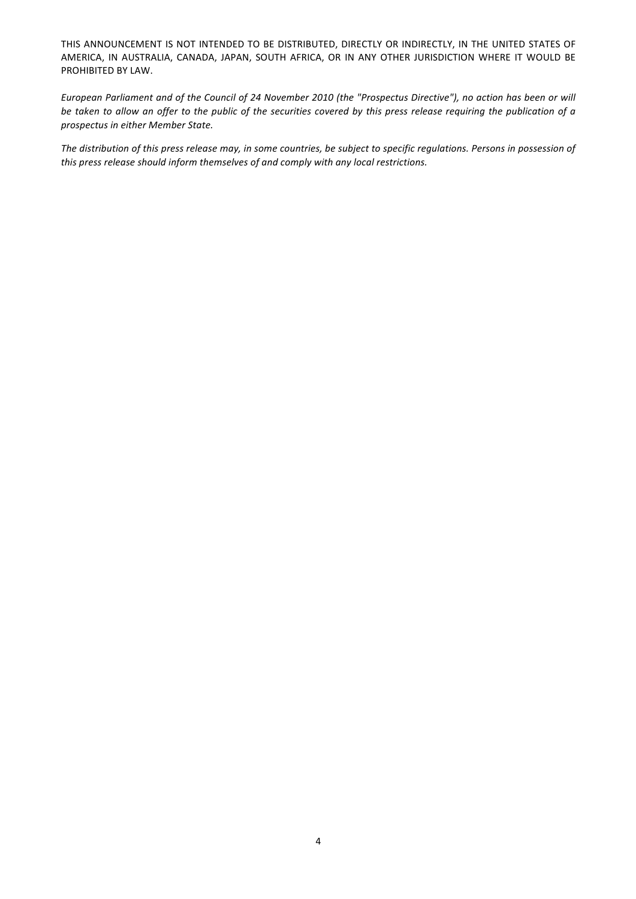THIS ANNOUNCEMENT IS NOT INTENDED TO BE DISTRIBUTED, DIRECTLY OR INDIRECTLY, IN THE UNITED STATES OF AMERICA, IN AUSTRALIA, CANADA, JAPAN, SOUTH AFRICA, OR IN ANY OTHER JURISDICTION WHERE IT WOULD BE PROHIBITED BY LAW.

*European Parliament and of the Council of 24 November 2010 (the "Prospectus Directive"), no action has been or will be taken to allow an offer to the public of the securities covered by this press release requiring the publication of a prospectus in either Member State.*

*The distribution of this press release may, in some countries, be subject to specific regulations. Persons in possession of this press release should inform themselves of and comply with any local restrictions.*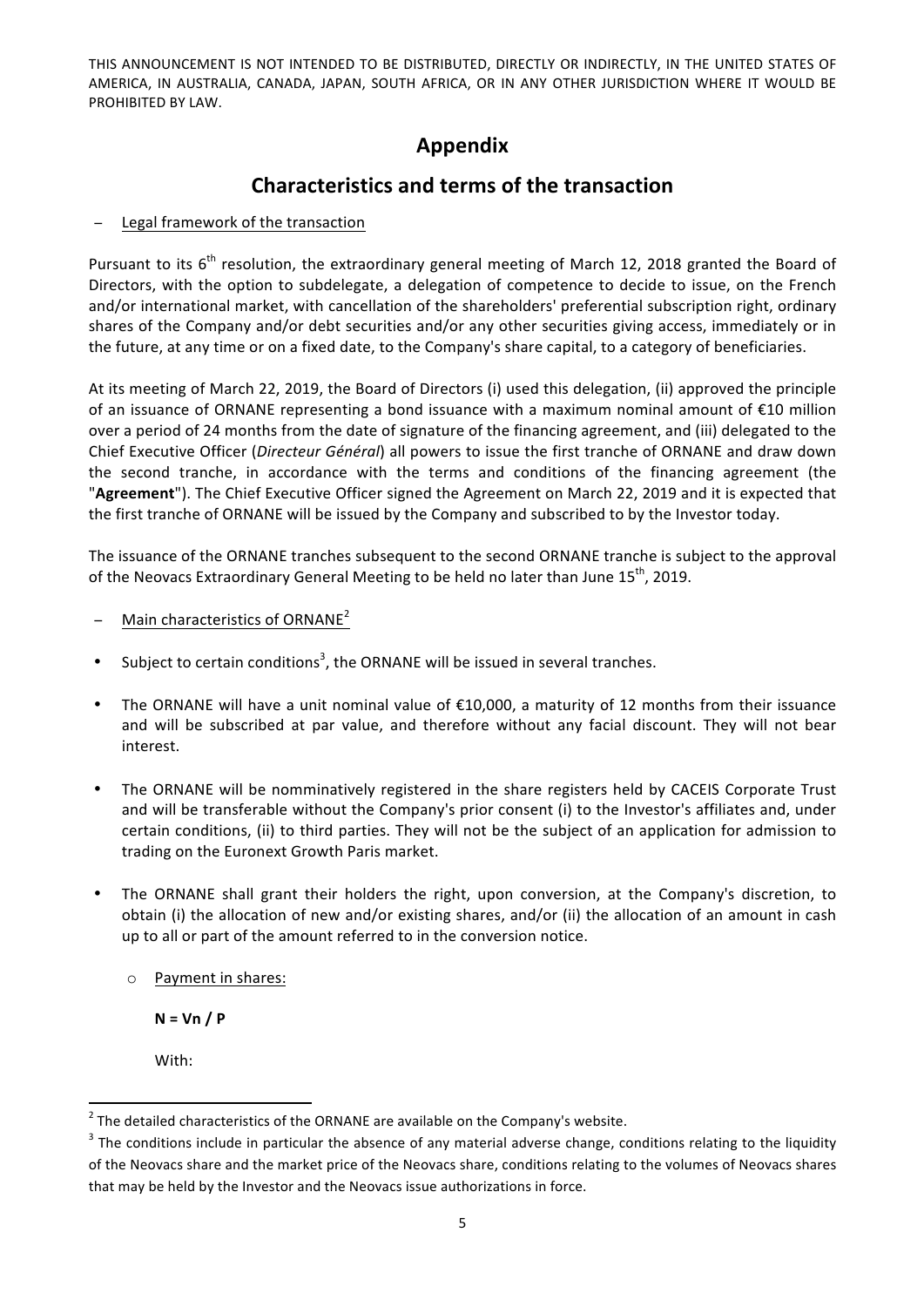THIS ANNOUNCEMENT IS NOT INTENDED TO BE DISTRIBUTED, DIRECTLY OR INDIRECTLY, IN THE UNITED STATES OF AMERICA, IN AUSTRALIA, CANADA, JAPAN, SOUTH AFRICA, OR IN ANY OTHER JURISDICTION WHERE IT WOULD BE PROHIBITED BY LAW.

# Appendix

## Characteristics and terms of the transaction

– Legal framework of the transaction

Pursuant to its 6th resolution, the extraordinary general meeting of March 12, 2018 granted the Board of Directors, with the option to subdelegate, a delegation of competence to decide to issue, on the French and/or international market, with cancellation of the shareholders' preferential subscription right, ordinary shares of the Company and/or debt securities and/or any other securities giving access, immediately or in the future, at any time or on a fixed date, to the Company's share capital, to a category of beneficiaries.

At its meeting of March 22, 2019, the Board of Directors (i) used this delegation, (ii) approved the principle of an issuance of ORNANE representing a bond issuance with a maximum nominal amount of €10 million over a period of 24 months from the date of signature of the financing agreement, and (iii) delegated to the Chief Executive Officer (*Directeur Général*) all powers to issue the first tranche of ORNANE and draw down the second tranche, in accordance with the terms and conditions of the financing agreement (the "**Agreement**"). The Chief Executive Officer signed the Agreement on March 22, 2019 and it is expected that the first tranche of ORNANE will be issued by the Company and subscribed to by the Investor today.

The issuance of the ORNANE tranches subsequent to the second ORNANE tranche is subject to the approval of the Neovacs Extraordinary General Meeting to be held no later than June 15th, 2019.

– Main characteristics of ORNANE[2]

- Subject to certain conditions[3], the ORNANE will be issued in several tranches.
- The ORNANE will have a unit nominal value of €10,000, a maturity of 12 months from their issuance and will be subscribed at par value, and therefore without any facial discount. They will not bear interest.
- The ORNANE will be nomminatively registered in the share registers held by CACEIS Corporate Trust and will be transferable without the Company's prior consent (i) to the Investor's affiliates and, under certain conditions, (ii) to third parties. They will not be the subject of an application for admission to trading on the Euronext Growth Paris market.
- The ORNANE shall grant their holders the right, upon conversion, at the Company's discretion, to obtain (i) the allocation of new and/or existing shares, and/or (ii) the allocation of an amount in cash up to all or part of the amount referred to in the conversion notice.
  - Payment in shares:

    **N = Vn / P**

    With:

[2] The detailed characteristics of the ORNANE are available on the Company's website.

[3] The conditions include in particular the absence of any material adverse change, conditions relating to the liquidity of the Neovacs share and the market price of the Neovacs share, conditions relating to the volumes of Neovacs shares that may be held by the Investor and the Neovacs issue authorizations in force.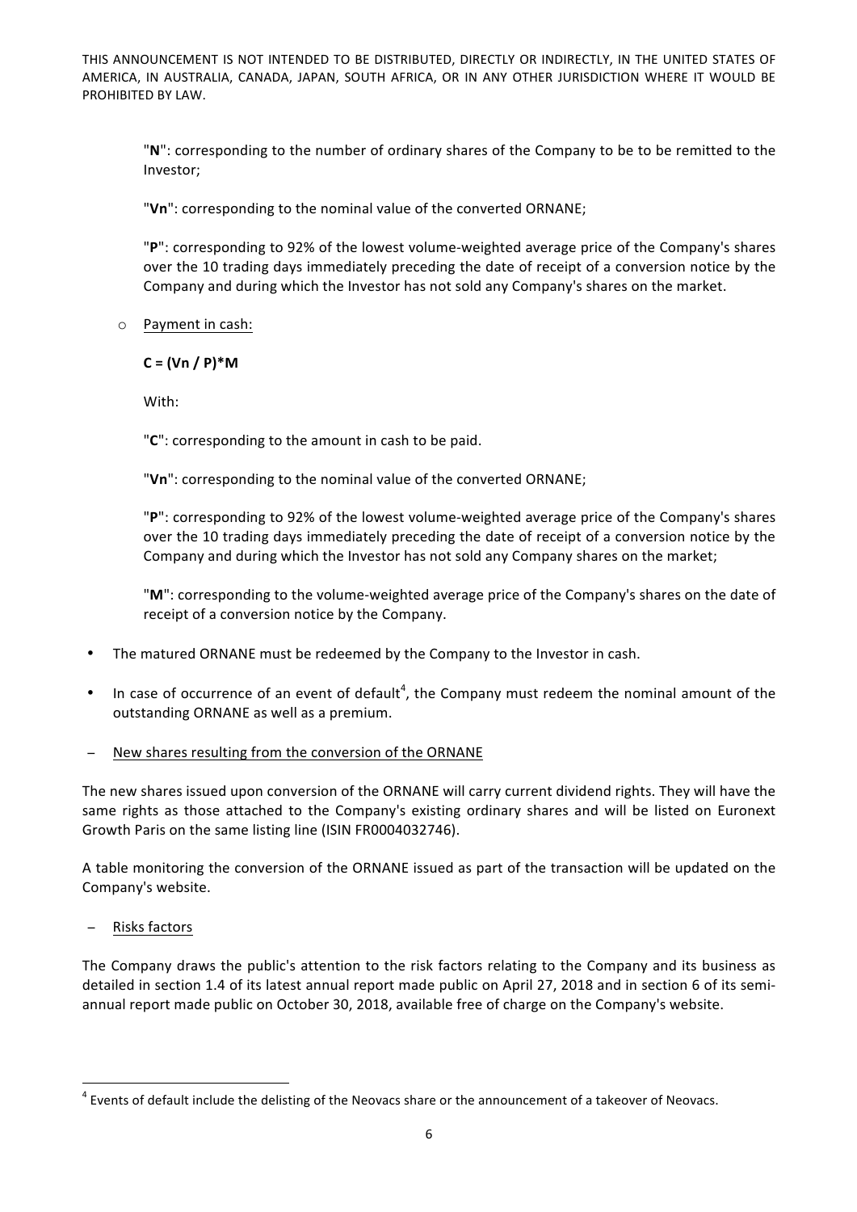"**N**": corresponding to the number of ordinary shares of the Company to be to be remitted to the Investor;

"**Vn**": corresponding to the nominal value of the converted ORNANE;

"**P**": corresponding to 92% of the lowest volume-weighted average price of the Company's shares over the 10 trading days immediately preceding the date of receipt of a conversion notice by the Company and during which the Investor has not sold any Company's shares on the market.

- Payment in cash:

  $$C = (Vn / P)*M$$

  With:

  "**C**": corresponding to the amount in cash to be paid.

  "**Vn**": corresponding to the nominal value of the converted ORNANE;

  "**P**": corresponding to 92% of the lowest volume-weighted average price of the Company's shares over the 10 trading days immediately preceding the date of receipt of a conversion notice by the Company and during which the Investor has not sold any Company shares on the market;

  "**M**": corresponding to the volume-weighted average price of the Company's shares on the date of receipt of a conversion notice by the Company.

- The matured ORNANE must be redeemed by the Company to the Investor in cash.
- In case of occurrence of an event of default[4], the Company must redeem the nominal amount of the outstanding ORNANE as well as a premium.

– New shares resulting from the conversion of the ORNANE

The new shares issued upon conversion of the ORNANE will carry current dividend rights. They will have the same rights as those attached to the Company's existing ordinary shares and will be listed on Euronext Growth Paris on the same listing line (ISIN FR0004032746).

A table monitoring the conversion of the ORNANE issued as part of the transaction will be updated on the Company's website.

– Risks factors

The Company draws the public's attention to the risk factors relating to the Company and its business as detailed in section 1.4 of its latest annual report made public on April 27, 2018 and in section 6 of its semi-annual report made public on October 30, 2018, available free of charge on the Company's website.

[4] Events of default include the delisting of the Neovacs share or the announcement of a takeover of Neovacs.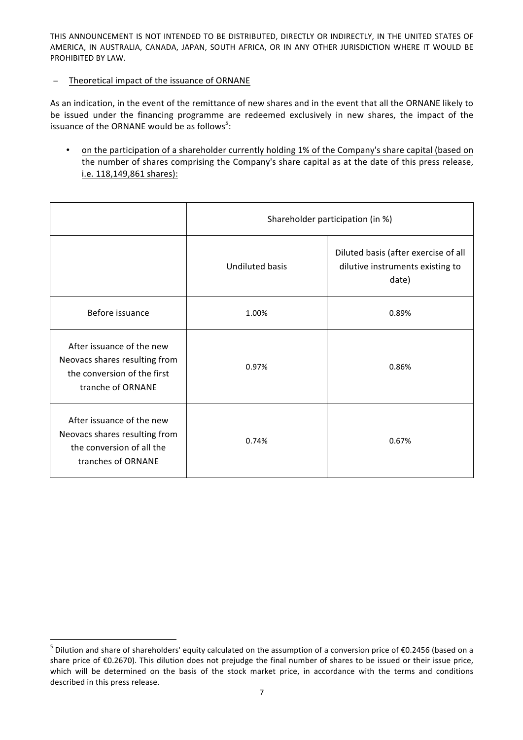THIS ANNOUNCEMENT IS NOT INTENDED TO BE DISTRIBUTED, DIRECTLY OR INDIRECTLY, IN THE UNITED STATES OF AMERICA, IN AUSTRALIA, CANADA, JAPAN, SOUTH AFRICA, OR IN ANY OTHER JURISDICTION WHERE IT WOULD BE PROHIBITED BY LAW.

– Theoretical impact of the issuance of ORNANE

As an indication, in the event of the remittance of new shares and in the event that all the ORNANE likely to be issued under the financing programme are redeemed exclusively in new shares, the impact of the issuance of the ORNANE would be as follows[5]:

- on the participation of a shareholder currently holding 1% of the Company's share capital (based on the number of shares comprising the Company's share capital as at the date of this press release, i.e. 118,149,861 shares):

| | Shareholder participation (in %) | |
|---|---|---|
| | Undiluted basis | Diluted basis (after exercise of all dilutive instruments existing to date) |
| Before issuance | 1.00% | 0.89% |
| After issuance of the new Neovacs shares resulting from the conversion of the first tranche of ORNANE | 0.97% | 0.86% |
| After issuance of the new Neovacs shares resulting from the conversion of all the tranches of ORNANE | 0.74% | 0.67% |

[5] Dilution and share of shareholders' equity calculated on the assumption of a conversion price of €0.2456 (based on a share price of €0.2670). This dilution does not prejudge the final number of shares to be issued or their issue price, which will be determined on the basis of the stock market price, in accordance with the terms and conditions described in this press release.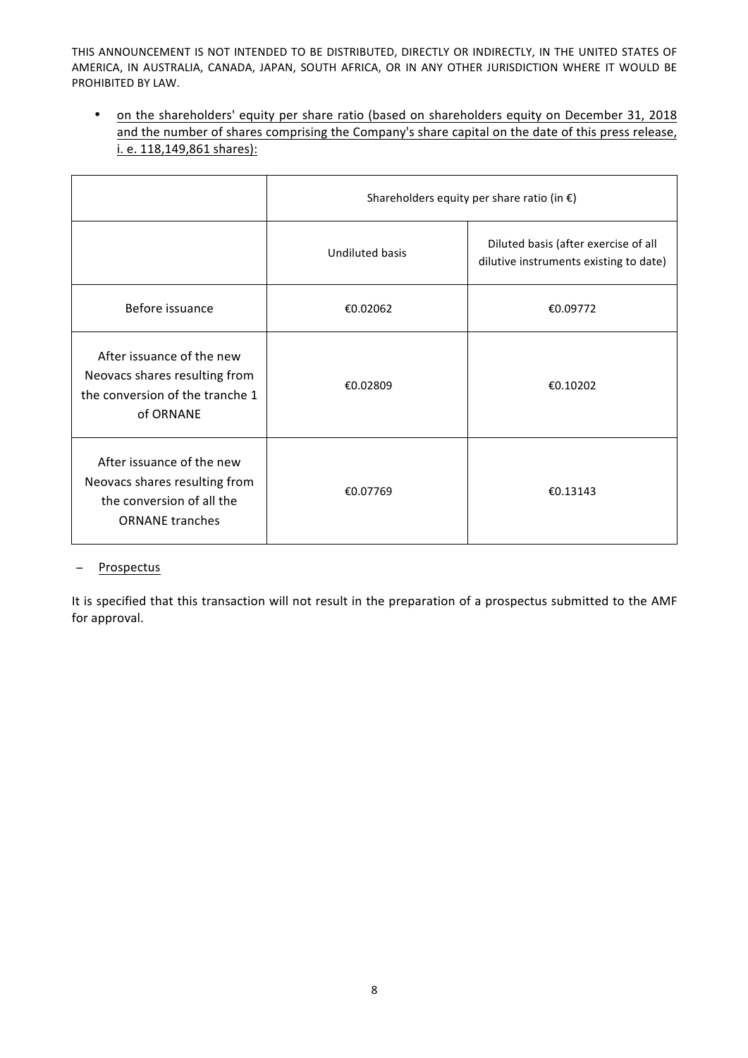THIS ANNOUNCEMENT IS NOT INTENDED TO BE DISTRIBUTED, DIRECTLY OR INDIRECTLY, IN THE UNITED STATES OF AMERICA, IN AUSTRALIA, CANADA, JAPAN, SOUTH AFRICA, OR IN ANY OTHER JURISDICTION WHERE IT WOULD BE PROHIBITED BY LAW.

- on the shareholders' equity per share ratio (based on shareholders equity on December 31, 2018 and the number of shares comprising the Company's share capital on the date of this press release, i. e. 118,149,861 shares):

| | Shareholders equity per share ratio (in €) | |
|---|---|---|
| | Undiluted basis | Diluted basis (after exercise of all dilutive instruments existing to date) |
| Before issuance | €0.02062 | €0.09772 |
| After issuance of the new Neovacs shares resulting from the conversion of the tranche 1 of ORNANE | €0.02809 | €0.10202 |
| After issuance of the new Neovacs shares resulting from the conversion of all the ORNANE tranches | €0.07769 | €0.13143 |

– Prospectus

It is specified that this transaction will not result in the preparation of a prospectus submitted to the AMF for approval.